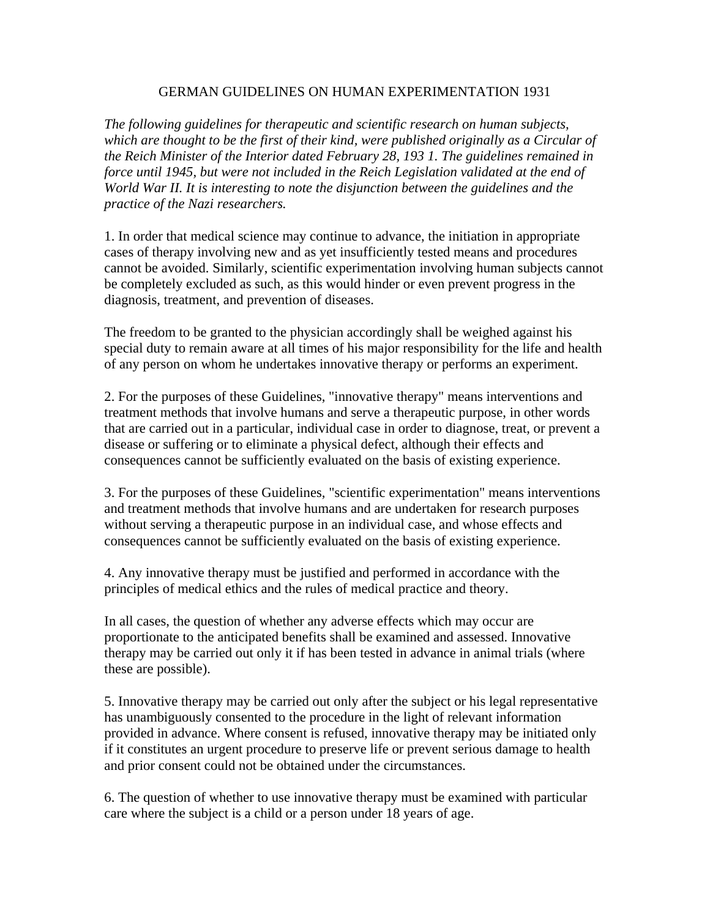# GERMAN GUIDELINES ON HUMAN EXPERIMENTATION 1931

*The following guidelines for therapeutic and scientific research on human subjects, which are thought to be the first of their kind, were published originally as a Circular of the Reich Minister of the Interior dated February 28, 193 1. The guidelines remained in force until 1945, but were not included in the Reich Legislation validated at the end of World War II. It is interesting to note the disjunction between the guidelines and the practice of the Nazi researchers.*

1. In order that medical science may continue to advance, the initiation in appropriate cases of therapy involving new and as yet insufficiently tested means and procedures cannot be avoided. Similarly, scientific experimentation involving human subjects cannot be completely excluded as such, as this would hinder or even prevent progress in the diagnosis, treatment, and prevention of diseases.

The freedom to be granted to the physician accordingly shall be weighed against his special duty to remain aware at all times of his major responsibility for the life and health of any person on whom he undertakes innovative therapy or performs an experiment.

2. For the purposes of these Guidelines, "innovative therapy" means interventions and treatment methods that involve humans and serve a therapeutic purpose, in other words that are carried out in a particular, individual case in order to diagnose, treat, or prevent a disease or suffering or to eliminate a physical defect, although their effects and consequences cannot be sufficiently evaluated on the basis of existing experience.

3. For the purposes of these Guidelines, "scientific experimentation" means interventions and treatment methods that involve humans and are undertaken for research purposes without serving a therapeutic purpose in an individual case, and whose effects and consequences cannot be sufficiently evaluated on the basis of existing experience.

4. Any innovative therapy must be justified and performed in accordance with the principles of medical ethics and the rules of medical practice and theory.

In all cases, the question of whether any adverse effects which may occur are proportionate to the anticipated benefits shall be examined and assessed. Innovative therapy may be carried out only it if has been tested in advance in animal trials (where these are possible).

5. Innovative therapy may be carried out only after the subject or his legal representative has unambiguously consented to the procedure in the light of relevant information provided in advance. Where consent is refused, innovative therapy may be initiated only if it constitutes an urgent procedure to preserve life or prevent serious damage to health and prior consent could not be obtained under the circumstances.

6. The question of whether to use innovative therapy must be examined with particular care where the subject is a child or a person under 18 years of age.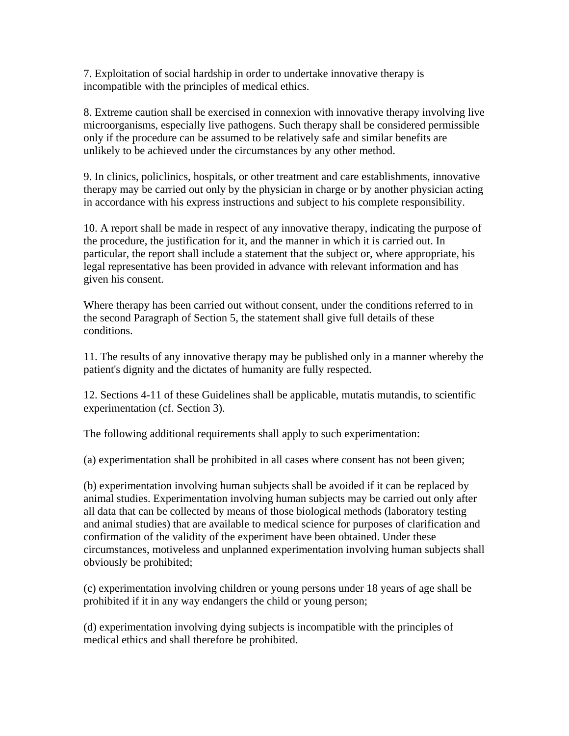7. Exploitation of social hardship in order to undertake innovative therapy is incompatible with the principles of medical ethics.

8. Extreme caution shall be exercised in connexion with innovative therapy involving live microorganisms, especially live pathogens. Such therapy shall be considered permissible only if the procedure can be assumed to be relatively safe and similar benefits are unlikely to be achieved under the circumstances by any other method.

9. In clinics, policlinics, hospitals, or other treatment and care establishments, innovative therapy may be carried out only by the physician in charge or by another physician acting in accordance with his express instructions and subject to his complete responsibility.

10. A report shall be made in respect of any innovative therapy, indicating the purpose of the procedure, the justification for it, and the manner in which it is carried out. In particular, the report shall include a statement that the subject or, where appropriate, his legal representative has been provided in advance with relevant information and has given his consent.

Where therapy has been carried out without consent, under the conditions referred to in the second Paragraph of Section 5, the statement shall give full details of these conditions.

11. The results of any innovative therapy may be published only in a manner whereby the patient's dignity and the dictates of humanity are fully respected.

12. Sections 4-11 of these Guidelines shall be applicable, mutatis mutandis, to scientific experimentation (cf. Section 3).

The following additional requirements shall apply to such experimentation:

(a) experimentation shall be prohibited in all cases where consent has not been given;

(b) experimentation involving human subjects shall be avoided if it can be replaced by animal studies. Experimentation involving human subjects may be carried out only after all data that can be collected by means of those biological methods (laboratory testing and animal studies) that are available to medical science for purposes of clarification and confirmation of the validity of the experiment have been obtained. Under these circumstances, motiveless and unplanned experimentation involving human subjects shall obviously be prohibited;

(c) experimentation involving children or young persons under 18 years of age shall be prohibited if it in any way endangers the child or young person;

(d) experimentation involving dying subjects is incompatible with the principles of medical ethics and shall therefore be prohibited.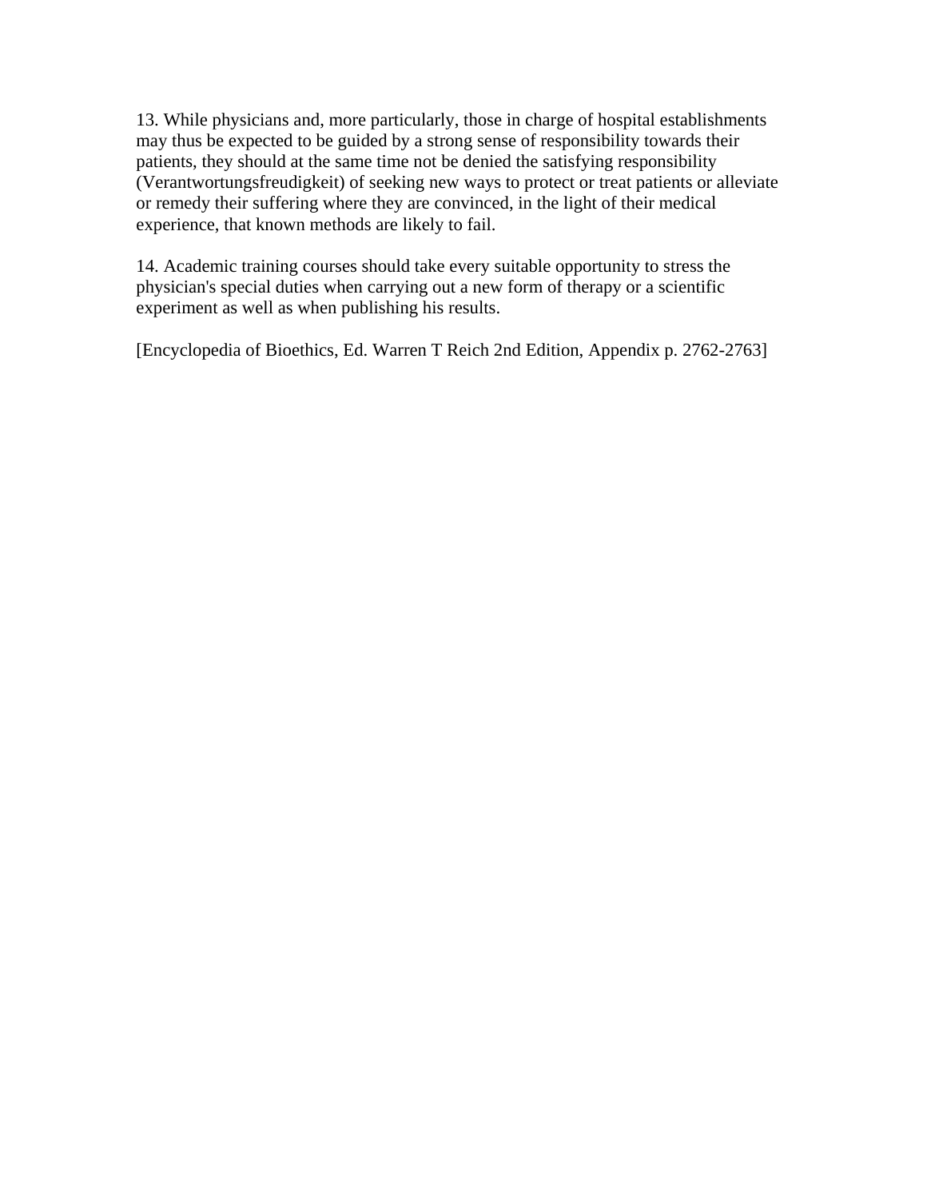13. While physicians and, more particularly, those in charge of hospital establishments may thus be expected to be guided by a strong sense of responsibility towards their patients, they should at the same time not be denied the satisfying responsibility (Verantwortungsfreudigkeit) of seeking new ways to protect or treat patients or alleviate or remedy their suffering where they are convinced, in the light of their medical experience, that known methods are likely to fail.

14. Academic training courses should take every suitable opportunity to stress the physician's special duties when carrying out a new form of therapy or a scientific experiment as well as when publishing his results.

[Encyclopedia of Bioethics, Ed. Warren T Reich 2nd Edition, Appendix p. 2762-2763]